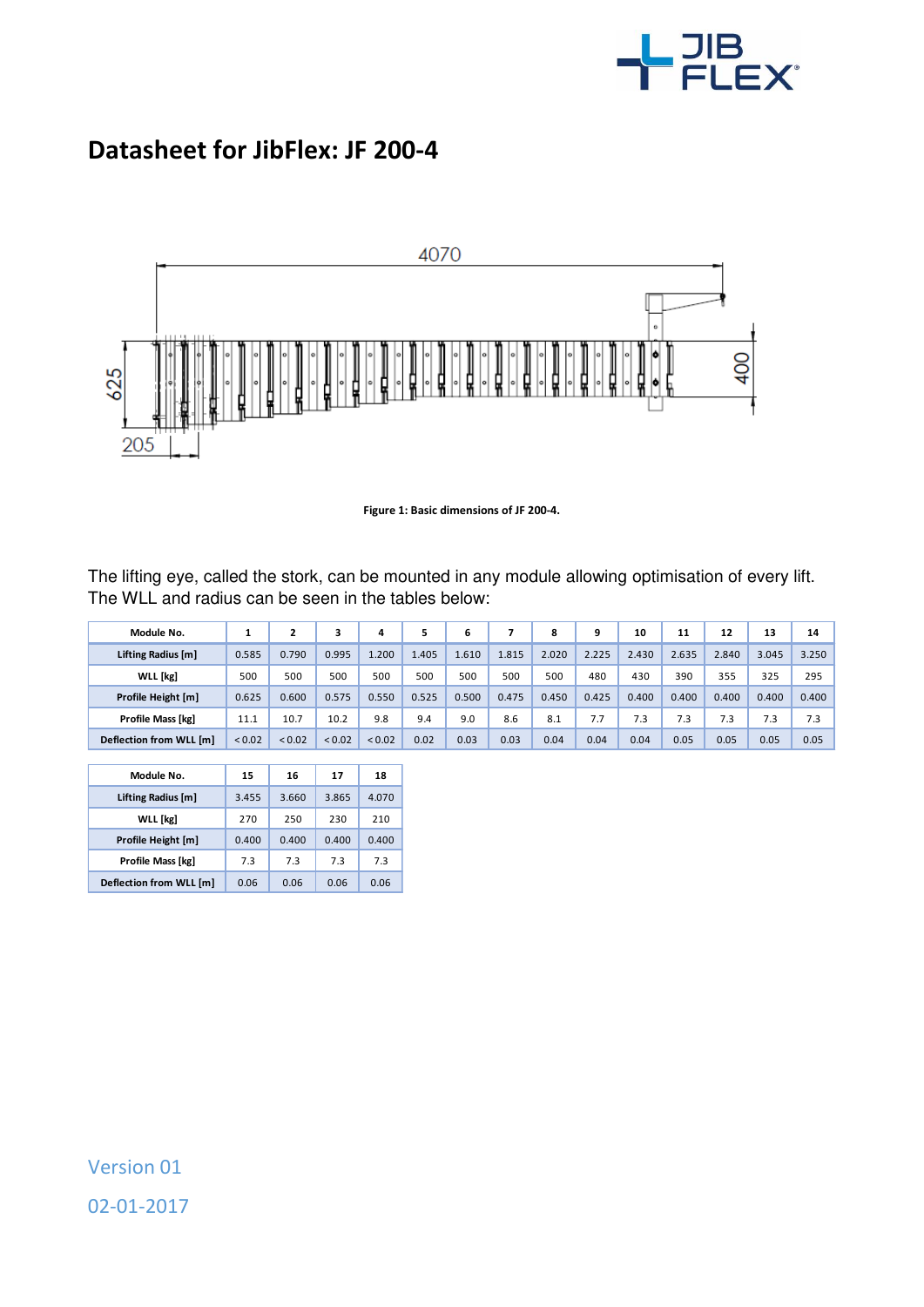# Datasheet for JibFlex: JF 200-4

**Figure 1: Basic dimensions of JF 200-4.**

The lifting eye, called the stork, can be mounted in any module allowing optimisation of every lift. The WLL and radius can be seen in the tables below:

| Module No. | 1 | 2 | 3 | 4 | 5 | 6 | 7 | 8 | 9 | 10 | 11 | 12 | 13 | 14 |
|---|---|---|---|---|---|---|---|---|---|---|---|---|---|---|
| Lifting Radius [m] | 0.585 | 0.790 | 0.995 | 1.200 | 1.405 | 1.610 | 1.815 | 2.020 | 2.225 | 2.430 | 2.635 | 2.840 | 3.045 | 3.250 |
| WLL [kg] | 500 | 500 | 500 | 500 | 500 | 500 | 500 | 500 | 480 | 430 | 390 | 355 | 325 | 295 |
| Profile Height [m] | 0.625 | 0.600 | 0.575 | 0.550 | 0.525 | 0.500 | 0.475 | 0.450 | 0.425 | 0.400 | 0.400 | 0.400 | 0.400 | 0.400 |
| Profile Mass [kg] | 11.1 | 10.7 | 10.2 | 9.8 | 9.4 | 9.0 | 8.6 | 8.1 | 7.7 | 7.3 | 7.3 | 7.3 | 7.3 | 7.3 |
| Deflection from WLL [m] | < 0.02 | < 0.02 | < 0.02 | < 0.02 | 0.02 | 0.03 | 0.03 | 0.04 | 0.04 | 0.04 | 0.05 | 0.05 | 0.05 | 0.05 |

| Module No. | 15 | 16 | 17 | 18 |
|---|---|---|---|---|
| Lifting Radius [m] | 3.455 | 3.660 | 3.865 | 4.070 |
| WLL [kg] | 270 | 250 | 230 | 210 |
| Profile Height [m] | 0.400 | 0.400 | 0.400 | 0.400 |
| Profile Mass [kg] | 7.3 | 7.3 | 7.3 | 7.3 |
| Deflection from WLL [m] | 0.06 | 0.06 | 0.06 | 0.06 |

Version 01

02-01-2017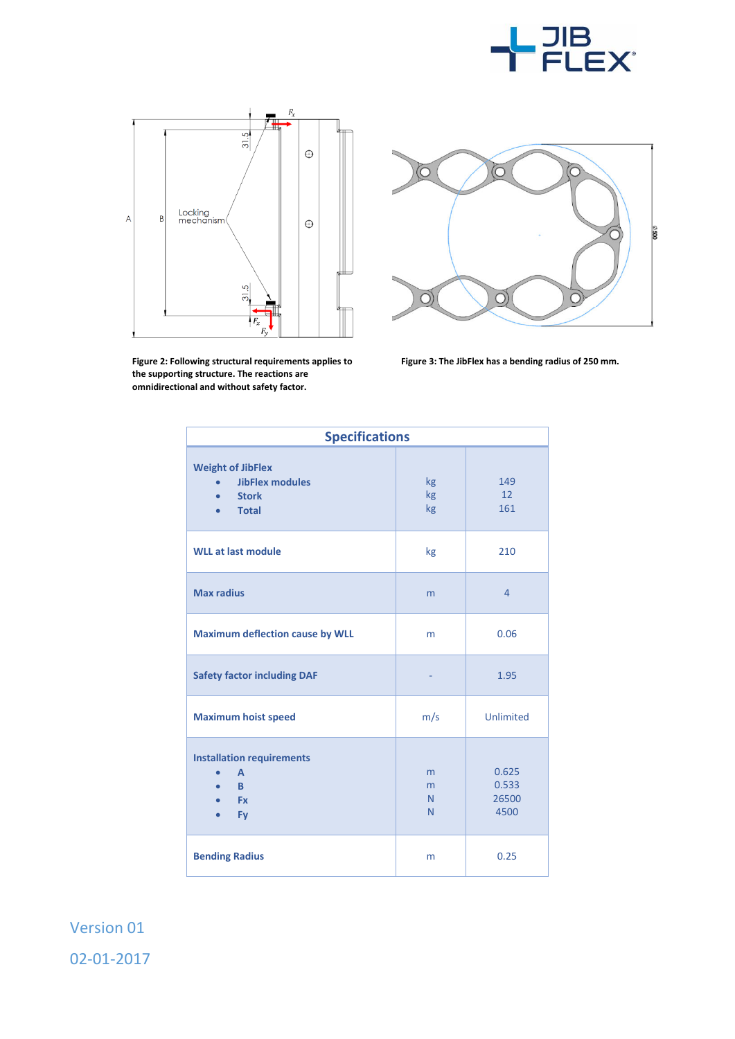Figure 2: Following structural requirements applies to the supporting structure. The reactions are omnidirectional and without safety factor.

Figure 3: The JibFlex has a bending radius of 250 mm.

| Specifications | | |
|---|---|---|
| **Weight of JibFlex**<br>• JibFlex modules<br>• Stork<br>• Total | <br>kg<br>kg<br>kg | <br>149<br>12<br>161 |
| **WLL at last module** | kg | 210 |
| **Max radius** | m | 4 |
| **Maximum deflection cause by WLL** | m | 0.06 |
| **Safety factor including DAF** | - | 1.95 |
| **Maximum hoist speed** | m/s | Unlimited |
| **Installation requirements**<br>• A<br>• B<br>• Fx<br>• Fy | <br>m<br>m<br>N<br>N | <br>0.625<br>0.533<br>26500<br>4500 |
| **Bending Radius** | m | 0.25 |

Version 01

02-01-2017